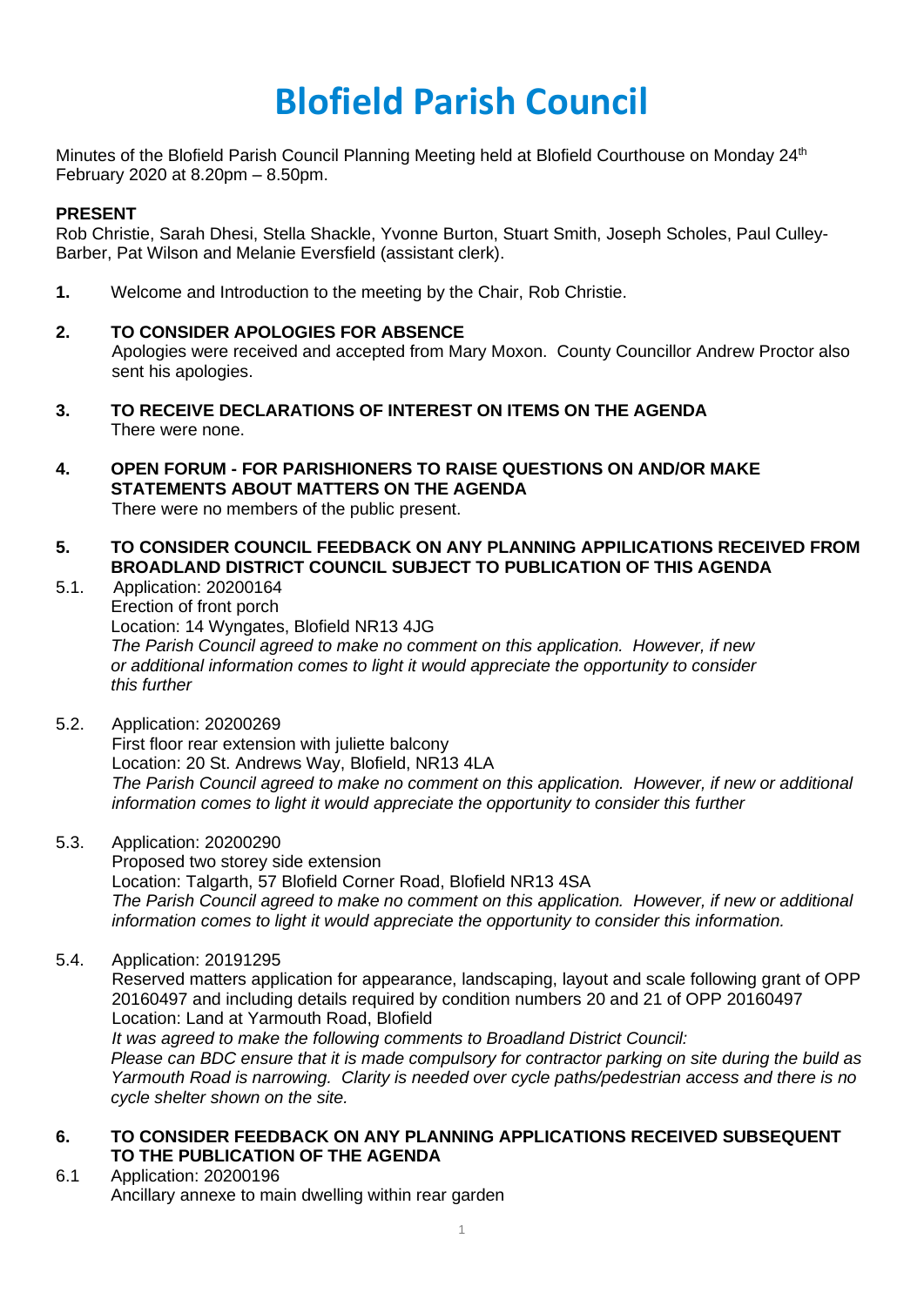# Blofield Parish Council

Minutes of the Blofield Parish Council Planning Meeting held at Blofield Courthouse on Monday 24th February 2020 at 8.20pm – 8.50pm.

**PRESENT**

Rob Christie, Sarah Dhesi, Stella Shackle, Yvonne Burton, Stuart Smith, Joseph Scholes, Paul Culley-Barber, Pat Wilson and Melanie Eversfield (assistant clerk).

**1.** Welcome and Introduction to the meeting by the Chair, Rob Christie.

**2. TO CONSIDER APOLOGIES FOR ABSENCE**

Apologies were received and accepted from Mary Moxon. County Councillor Andrew Proctor also sent his apologies.

**3. TO RECEIVE DECLARATIONS OF INTEREST ON ITEMS ON THE AGENDA**

There were none.

**4. OPEN FORUM - FOR PARISHIONERS TO RAISE QUESTIONS ON AND/OR MAKE STATEMENTS ABOUT MATTERS ON THE AGENDA**

There were no members of the public present.

**5. TO CONSIDER COUNCIL FEEDBACK ON ANY PLANNING APPILICATIONS RECEIVED FROM BROADLAND DISTRICT COUNCIL SUBJECT TO PUBLICATION OF THIS AGENDA**

5.1. Application: 20200164
Erection of front porch
Location: 14 Wyngates, Blofield NR13 4JG
*The Parish Council agreed to make no comment on this application. However, if new or additional information comes to light it would appreciate the opportunity to consider this further*

5.2. Application: 20200269
First floor rear extension with juliette balcony
Location: 20 St. Andrews Way, Blofield, NR13 4LA
*The Parish Council agreed to make no comment on this application. However, if new or additional information comes to light it would appreciate the opportunity to consider this further*

5.3. Application: 20200290
Proposed two storey side extension
Location: Talgarth, 57 Blofield Corner Road, Blofield NR13 4SA
*The Parish Council agreed to make no comment on this application. However, if new or additional information comes to light it would appreciate the opportunity to consider this information.*

5.4. Application: 20191295
Reserved matters application for appearance, landscaping, layout and scale following grant of OPP 20160497 and including details required by condition numbers 20 and 21 of OPP 20160497
Location: Land at Yarmouth Road, Blofield
*It was agreed to make the following comments to Broadland District Council:*
*Please can BDC ensure that it is made compulsory for contractor parking on site during the build as Yarmouth Road is narrowing. Clarity is needed over cycle paths/pedestrian access and there is no cycle shelter shown on the site.*

**6. TO CONSIDER FEEDBACK ON ANY PLANNING APPLICATIONS RECEIVED SUBSEQUENT TO THE PUBLICATION OF THE AGENDA**

6.1 Application: 20200196
Ancillary annexe to main dwelling within rear garden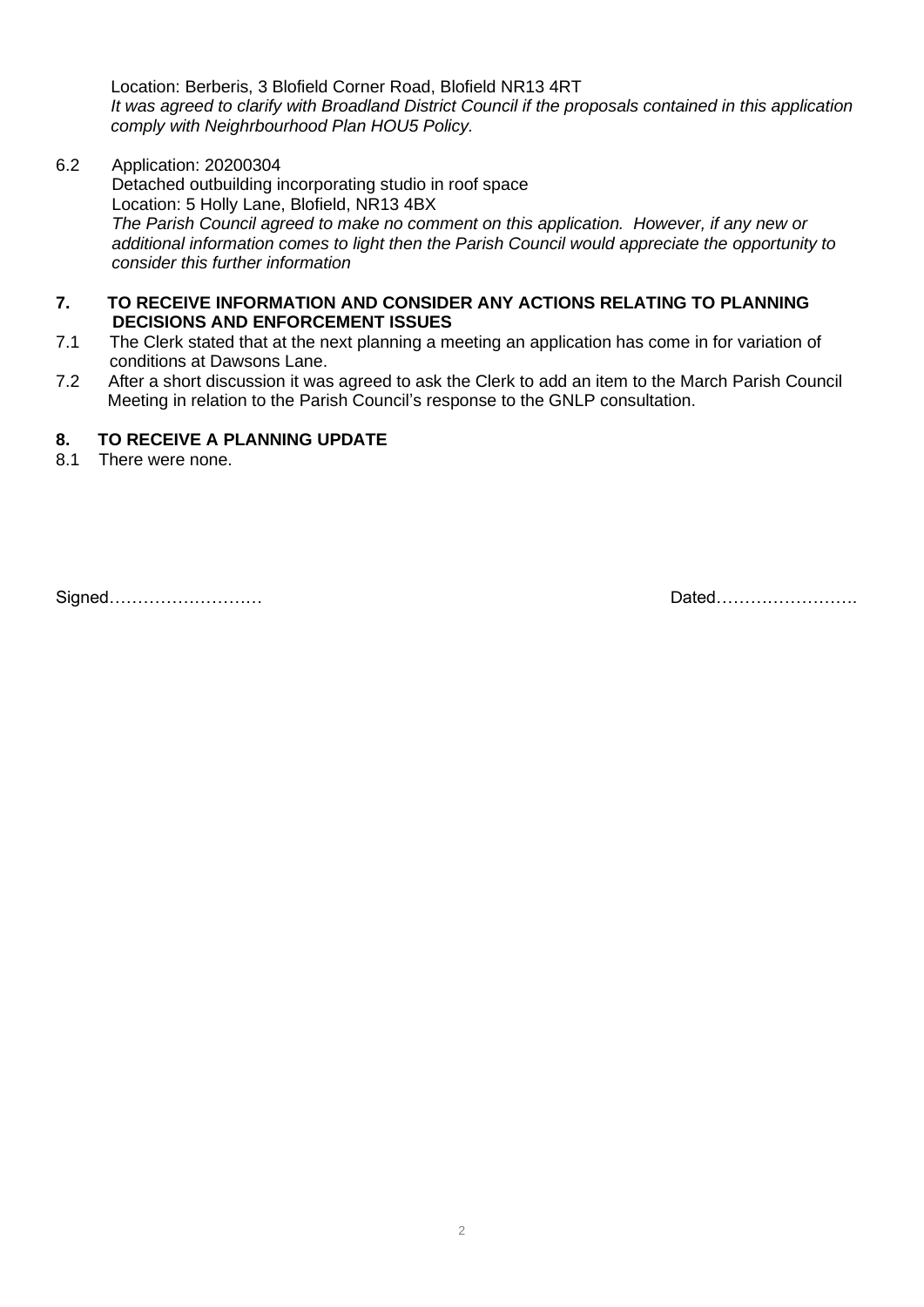Location: Berberis, 3 Blofield Corner Road, Blofield NR13 4RT
*It was agreed to clarify with Broadland District Council if the proposals contained in this application comply with Neighrbourhood Plan HOU5 Policy.*

6.2 Application: 20200304
Detached outbuilding incorporating studio in roof space
Location: 5 Holly Lane, Blofield, NR13 4BX
*The Parish Council agreed to make no comment on this application. However, if any new or additional information comes to light then the Parish Council would appreciate the opportunity to consider this further information*

**7. TO RECEIVE INFORMATION AND CONSIDER ANY ACTIONS RELATING TO PLANNING DECISIONS AND ENFORCEMENT ISSUES**

7.1 The Clerk stated that at the next planning a meeting an application has come in for variation of conditions at Dawsons Lane.

7.2 After a short discussion it was agreed to ask the Clerk to add an item to the March Parish Council Meeting in relation to the Parish Council's response to the GNLP consultation.

**8. TO RECEIVE A PLANNING UPDATE**

8.1 There were none.

Signed……………………… Dated…………………….